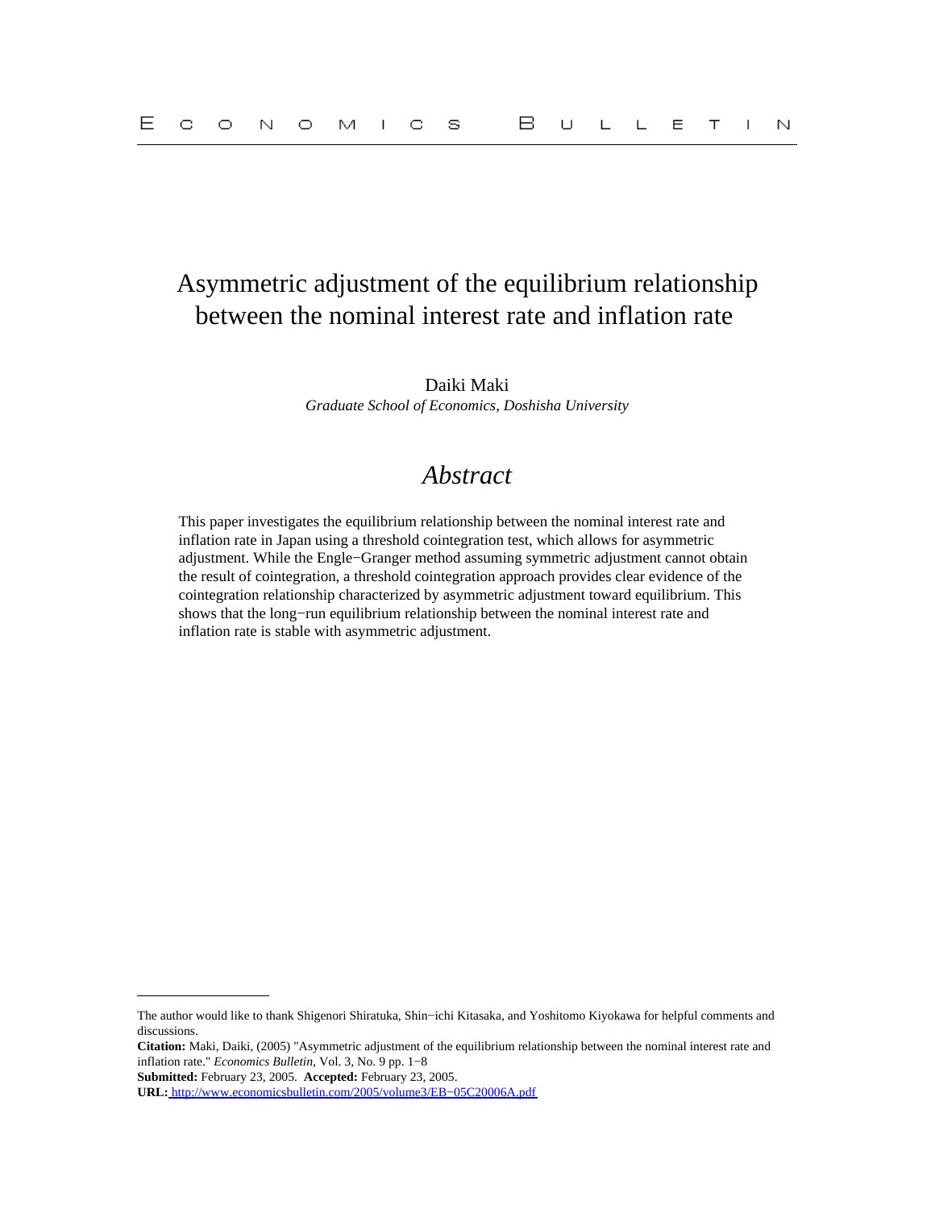# Asymmetric adjustment of the equilibrium relationship between the nominal interest rate and inflation rate

Daiki Maki
*Graduate School of Economics, Doshisha University*

## *Abstract*

This paper investigates the equilibrium relationship between the nominal interest rate and inflation rate in Japan using a threshold cointegration test, which allows for asymmetric adjustment. While the Engle−Granger method assuming symmetric adjustment cannot obtain the result of cointegration, a threshold cointegration approach provides clear evidence of the cointegration relationship characterized by asymmetric adjustment toward equilibrium. This shows that the long−run equilibrium relationship between the nominal interest rate and inflation rate is stable with asymmetric adjustment.

---

The author would like to thank Shigenori Shiratuka, Shin−ichi Kitasaka, and Yoshitomo Kiyokawa for helpful comments and discussions.

**Citation:** Maki, Daiki, (2005) "Asymmetric adjustment of the equilibrium relationship between the nominal interest rate and inflation rate." *Economics Bulletin*, Vol. 3, No. 9 pp. 1−8

**Submitted:** February 23, 2005. **Accepted:** February 23, 2005.

**URL:** http://www.economicsbulletin.com/2005/volume3/EB−05C20006A.pdf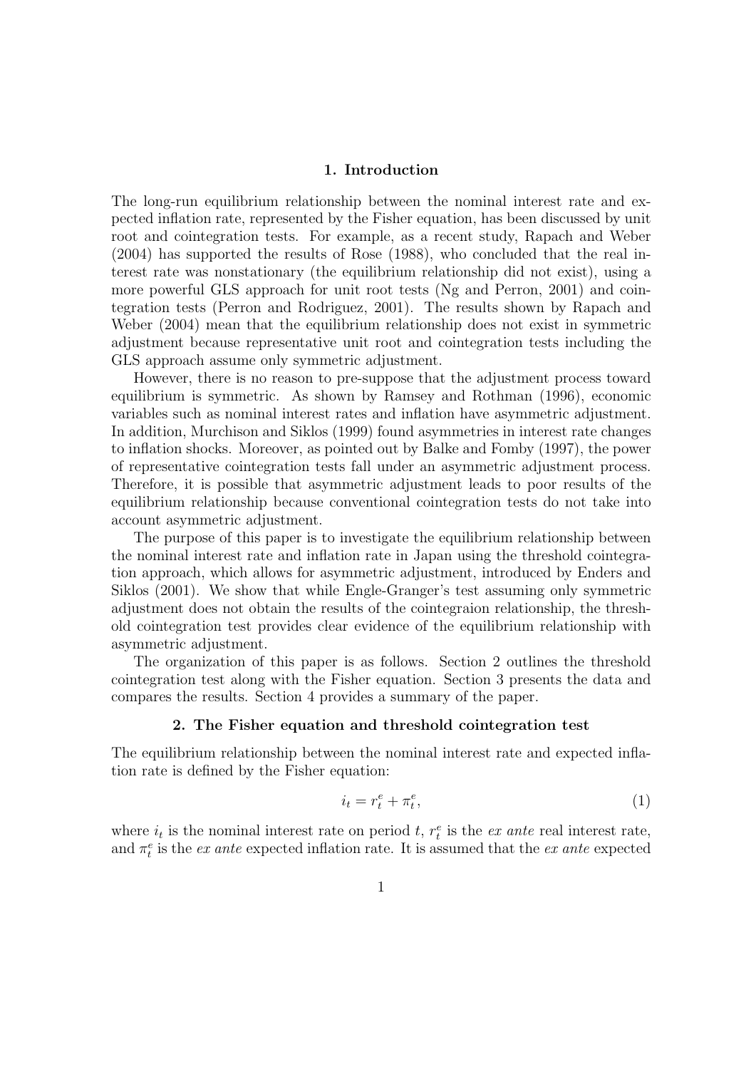## 1. Introduction

The long-run equilibrium relationship between the nominal interest rate and expected inflation rate, represented by the Fisher equation, has been discussed by unit root and cointegration tests. For example, as a recent study, Rapach and Weber (2004) has supported the results of Rose (1988), who concluded that the real interest rate was nonstationary (the equilibrium relationship did not exist), using a more powerful GLS approach for unit root tests (Ng and Perron, 2001) and cointegration tests (Perron and Rodriguez, 2001). The results shown by Rapach and Weber (2004) mean that the equilibrium relationship does not exist in symmetric adjustment because representative unit root and cointegration tests including the GLS approach assume only symmetric adjustment.

However, there is no reason to pre-suppose that the adjustment process toward equilibrium is symmetric. As shown by Ramsey and Rothman (1996), economic variables such as nominal interest rates and inflation have asymmetric adjustment. In addition, Murchison and Siklos (1999) found asymmetries in interest rate changes to inflation shocks. Moreover, as pointed out by Balke and Fomby (1997), the power of representative cointegration tests fall under an asymmetric adjustment process. Therefore, it is possible that asymmetric adjustment leads to poor results of the equilibrium relationship because conventional cointegration tests do not take into account asymmetric adjustment.

The purpose of this paper is to investigate the equilibrium relationship between the nominal interest rate and inflation rate in Japan using the threshold cointegration approach, which allows for asymmetric adjustment, introduced by Enders and Siklos (2001). We show that while Engle-Granger's test assuming only symmetric adjustment does not obtain the results of the cointegraion relationship, the threshold cointegration test provides clear evidence of the equilibrium relationship with asymmetric adjustment.

The organization of this paper is as follows. Section 2 outlines the threshold cointegration test along with the Fisher equation. Section 3 presents the data and compares the results. Section 4 provides a summary of the paper.

## 2. The Fisher equation and threshold cointegration test

The equilibrium relationship between the nominal interest rate and expected inflation rate is defined by the Fisher equation:

$$i_t = r_t^e + \pi_t^e, \tag{1}$$

where $i_t$ is the nominal interest rate on period $t$, $r_t^e$ is the *ex ante* real interest rate, and $\pi_t^e$ is the *ex ante* expected inflation rate. It is assumed that the *ex ante* expected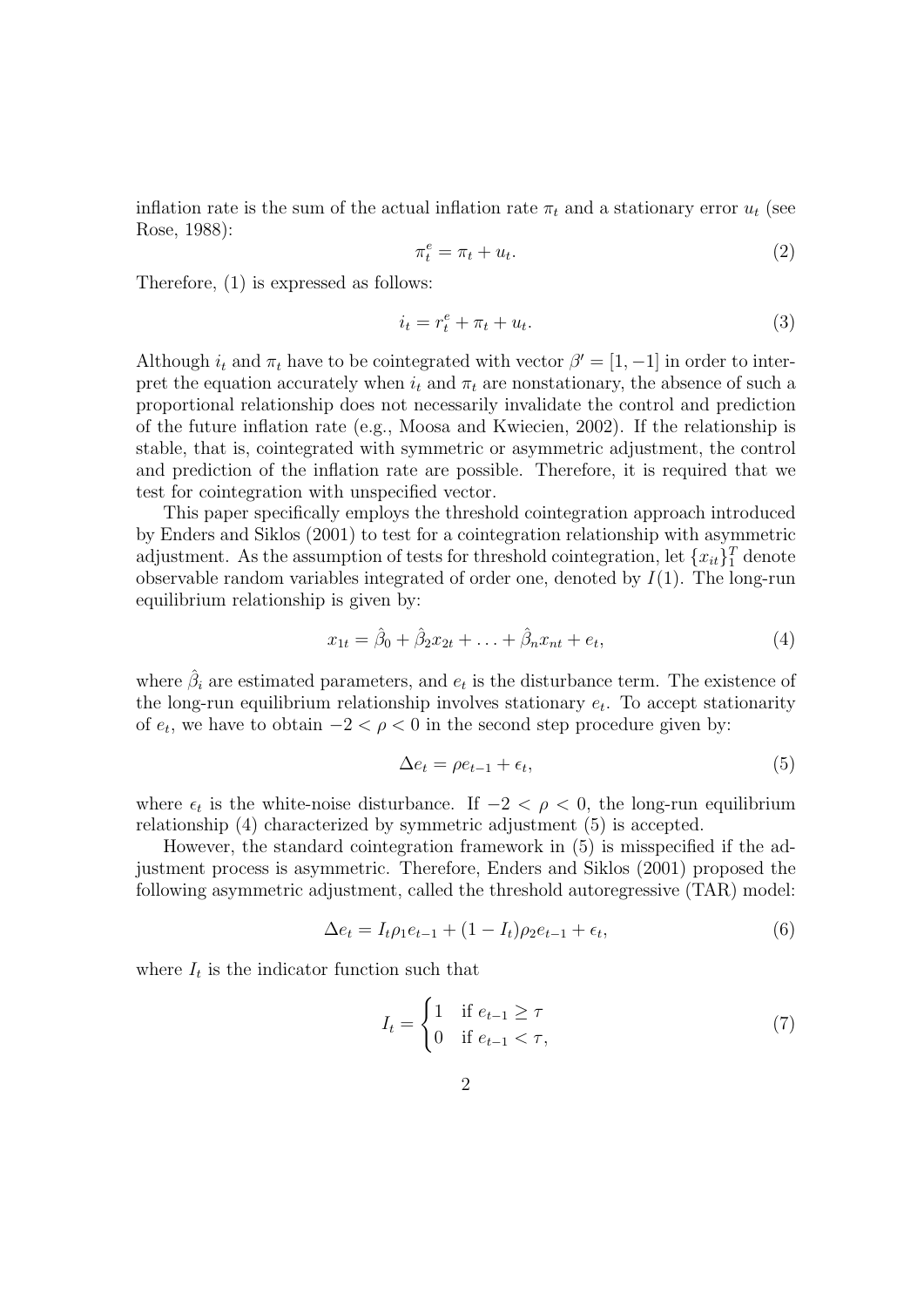inflation rate is the sum of the actual inflation rate $\pi_t$ and a stationary error $u_t$ (see Rose, 1988):

$$\pi_t^e = \pi_t + u_t. \tag{2}$$

Therefore, (1) is expressed as follows:

$$i_t = r_t^e + \pi_t + u_t. \tag{3}$$

Although $i_t$ and $\pi_t$ have to be cointegrated with vector $\beta' = [1, -1]$ in order to interpret the equation accurately when $i_t$ and $\pi_t$ are nonstationary, the absence of such a proportional relationship does not necessarily invalidate the control and prediction of the future inflation rate (e.g., Moosa and Kwiecien, 2002). If the relationship is stable, that is, cointegrated with symmetric or asymmetric adjustment, the control and prediction of the inflation rate are possible. Therefore, it is required that we test for cointegration with unspecified vector.

This paper specifically employs the threshold cointegration approach introduced by Enders and Siklos (2001) to test for a cointegration relationship with asymmetric adjustment. As the assumption of tests for threshold cointegration, let $\{x_{it}\}_1^T$ denote observable random variables integrated of order one, denoted by $I(1)$. The long-run equilibrium relationship is given by:

$$x_{1t} = \hat{\beta}_0 + \hat{\beta}_2 x_{2t} + \ldots + \hat{\beta}_n x_{nt} + e_t, \tag{4}$$

where $\hat{\beta}_i$ are estimated parameters, and $e_t$ is the disturbance term. The existence of the long-run equilibrium relationship involves stationary $e_t$. To accept stationarity of $e_t$, we have to obtain $-2 < \rho < 0$ in the second step procedure given by:

$$\Delta e_t = \rho e_{t-1} + \epsilon_t, \tag{5}$$

where $\epsilon_t$ is the white-noise disturbance. If $-2 < \rho < 0$, the long-run equilibrium relationship (4) characterized by symmetric adjustment (5) is accepted.

However, the standard cointegration framework in (5) is misspecified if the adjustment process is asymmetric. Therefore, Enders and Siklos (2001) proposed the following asymmetric adjustment, called the threshold autoregressive (TAR) model:

$$\Delta e_t = I_t \rho_1 e_{t-1} + (1 - I_t)\rho_2 e_{t-1} + \epsilon_t, \tag{6}$$

where $I_t$ is the indicator function such that

$$I_t = \begin{cases} 1 & \text{if } e_{t-1} \geq \tau \\ 0 & \text{if } e_{t-1} < \tau, \end{cases} \tag{7}$$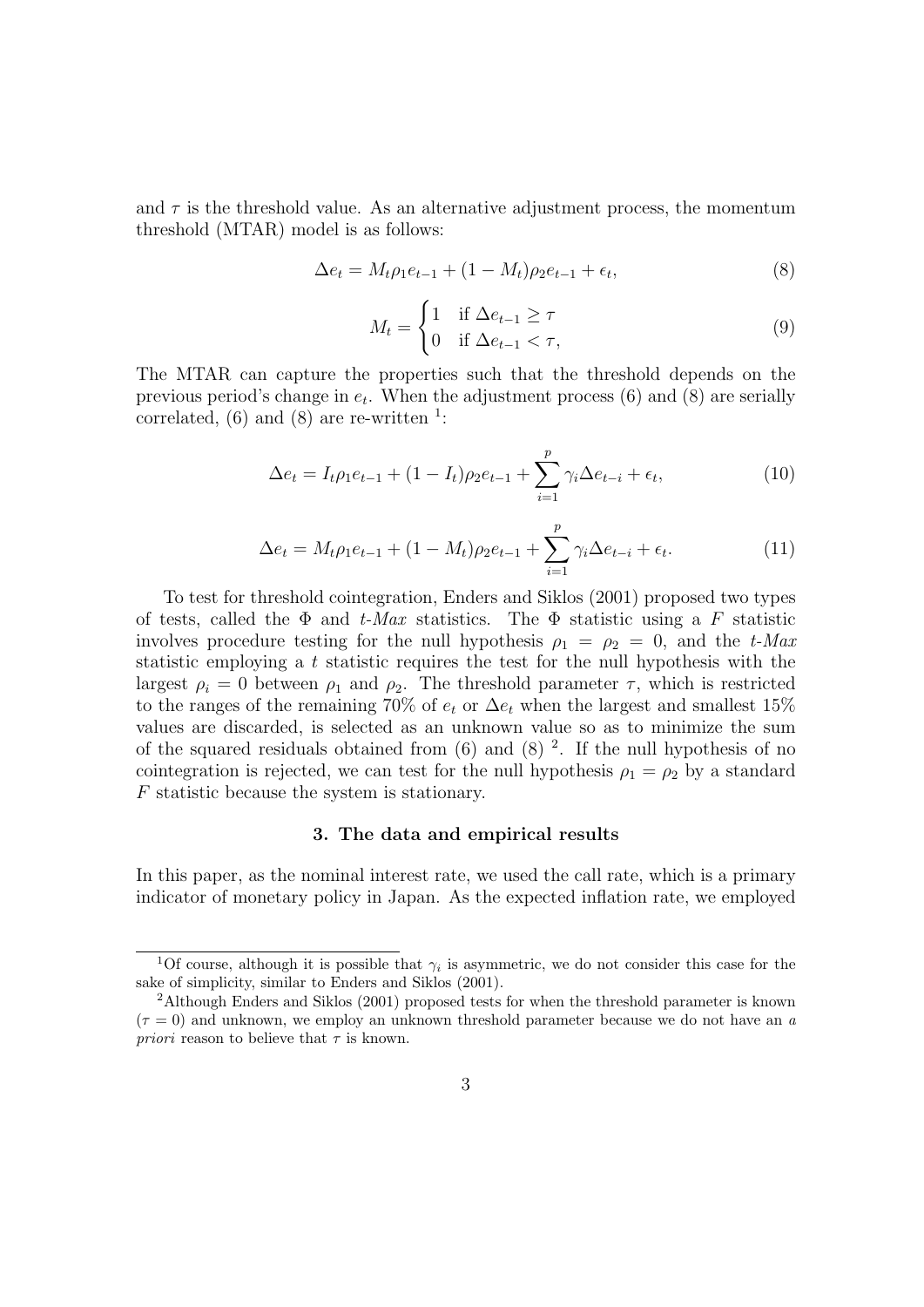and $\tau$ is the threshold value. As an alternative adjustment process, the momentum threshold (MTAR) model is as follows:

$$\Delta e_t = M_t \rho_1 e_{t-1} + (1 - M_t)\rho_2 e_{t-1} + \epsilon_t, \tag{8}$$

$$M_t = \begin{cases} 1 & \text{if } \Delta e_{t-1} \geq \tau \\ 0 & \text{if } \Delta e_{t-1} < \tau, \end{cases} \tag{9}$$

The MTAR can capture the properties such that the threshold depends on the previous period's change in $e_t$. When the adjustment process (6) and (8) are serially correlated, (6) and (8) are re-written [1]:

$$\Delta e_t = I_t \rho_1 e_{t-1} + (1 - I_t)\rho_2 e_{t-1} + \sum_{i=1}^{p} \gamma_i \Delta e_{t-i} + \epsilon_t, \tag{10}$$

$$\Delta e_t = M_t \rho_1 e_{t-1} + (1 - M_t)\rho_2 e_{t-1} + \sum_{i=1}^{p} \gamma_i \Delta e_{t-i} + \epsilon_t. \tag{11}$$

To test for threshold cointegration, Enders and Siklos (2001) proposed two types of tests, called the $\Phi$ and *t-Max* statistics. The $\Phi$ statistic using a $F$ statistic involves procedure testing for the null hypothesis $\rho_1 = \rho_2 = 0$, and the *t-Max* statistic employing a $t$ statistic requires the test for the null hypothesis with the largest $\rho_i = 0$ between $\rho_1$ and $\rho_2$. The threshold parameter $\tau$, which is restricted to the ranges of the remaining 70% of $e_t$ or $\Delta e_t$ when the largest and smallest 15% values are discarded, is selected as an unknown value so as to minimize the sum of the squared residuals obtained from (6) and (8) [2]. If the null hypothesis of no cointegration is rejected, we can test for the null hypothesis $\rho_1 = \rho_2$ by a standard $F$ statistic because the system is stationary.

### 3. The data and empirical results

In this paper, as the nominal interest rate, we used the call rate, which is a primary indicator of monetary policy in Japan. As the expected inflation rate, we employed

---

[1] Of course, although it is possible that $\gamma_i$ is asymmetric, we do not consider this case for the sake of simplicity, similar to Enders and Siklos (2001).

[2] Although Enders and Siklos (2001) proposed tests for when the threshold parameter is known ($\tau = 0$) and unknown, we employ an unknown threshold parameter because we do not have an *a priori* reason to believe that $\tau$ is known.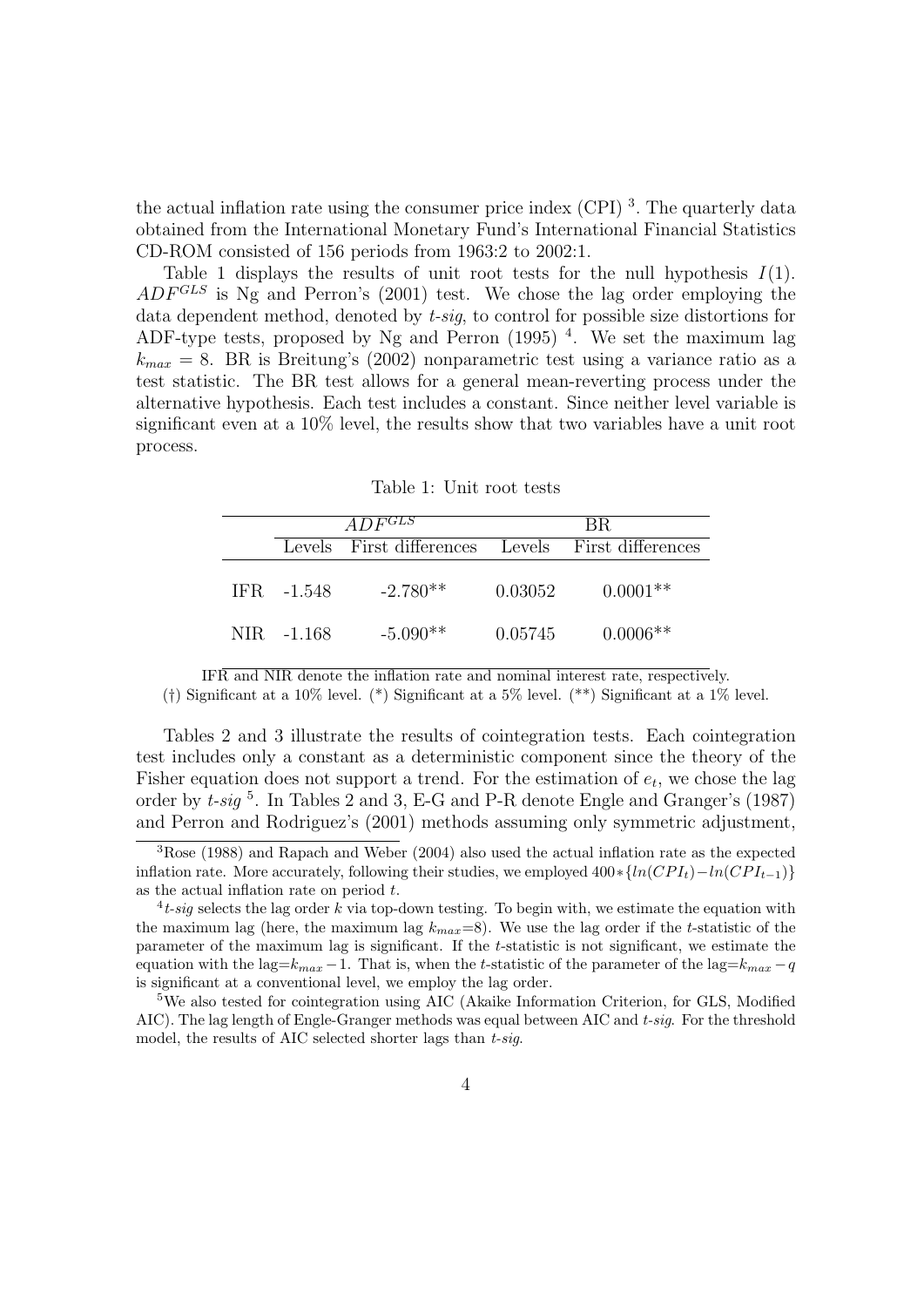the actual inflation rate using the consumer price index (CPI) [3]. The quarterly data obtained from the International Monetary Fund's International Financial Statistics CD-ROM consisted of 156 periods from 1963:2 to 2002:1.

Table 1 displays the results of unit root tests for the null hypothesis $I(1)$. $ADF^{GLS}$ is Ng and Perron's (2001) test. We chose the lag order employing the data dependent method, denoted by *t-sig*, to control for possible size distortions for ADF-type tests, proposed by Ng and Perron (1995) [4]. We set the maximum lag $k_{max} = 8$. BR is Breitung's (2002) nonparametric test using a variance ratio as a test statistic. The BR test allows for a general mean-reverting process under the alternative hypothesis. Each test includes a constant. Since neither level variable is significant even at a 10% level, the results show that two variables have a unit root process.

Table 1: Unit root tests

| | $ADF^{GLS}$ | | BR | |
|---|---|---|---|---|
| | Levels | First differences | Levels | First differences |
| IFR | -1.548 | -2.780** | 0.03052 | 0.0001** |
| NIR | -1.168 | -5.090** | 0.05745 | 0.0006** |

IFR and NIR denote the inflation rate and nominal interest rate, respectively.
(†) Significant at a 10% level. (*) Significant at a 5% level. (**) Significant at a 1% level.

Tables 2 and 3 illustrate the results of cointegration tests. Each cointegration test includes only a constant as a deterministic component since the theory of the Fisher equation does not support a trend. For the estimation of $e_t$, we chose the lag order by *t-sig* [5]. In Tables 2 and 3, E-G and P-R denote Engle and Granger's (1987) and Perron and Rodriguez's (2001) methods assuming only symmetric adjustment,

[3] Rose (1988) and Rapach and Weber (2004) also used the actual inflation rate as the expected inflation rate. More accurately, following their studies, we employed $400 * \{ln(CPI_t) - ln(CPI_{t-1})\}$ as the actual inflation rate on period $t$.

[4] *t-sig* selects the lag order $k$ via top-down testing. To begin with, we estimate the equation with the maximum lag (here, the maximum lag $k_{max}$=8). We use the lag order if the $t$-statistic of the parameter of the maximum lag is significant. If the $t$-statistic is not significant, we estimate the equation with the lag=$k_{max} - 1$. That is, when the $t$-statistic of the parameter of the lag=$k_{max} - q$ is significant at a conventional level, we employ the lag order.

[5] We also tested for cointegration using AIC (Akaike Information Criterion, for GLS, Modified AIC). The lag length of Engle-Granger methods was equal between AIC and *t-sig*. For the threshold model, the results of AIC selected shorter lags than *t-sig*.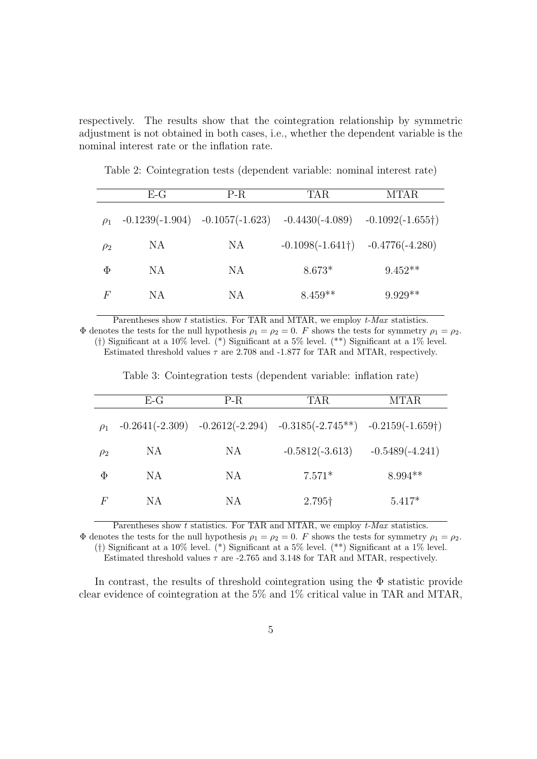respectively. The results show that the cointegration relationship by symmetric adjustment is not obtained in both cases, i.e., whether the dependent variable is the nominal interest rate or the inflation rate.

Table 2: Cointegration tests (dependent variable: nominal interest rate)

| | E-G | P-R | TAR | MTAR |
|---|---|---|---|---|
| $\rho_1$ | -0.1239(-1.904) | -0.1057(-1.623) | -0.4430(-4.089) | -0.1092(-1.655†) |
| $\rho_2$ | NA | NA | -0.1098(-1.641†) | -0.4776(-4.280) |
| $\Phi$ | NA | NA | 8.673* | 9.452** |
| $F$ | NA | NA | 8.459** | 9.929** |

Parentheses show $t$ statistics. For TAR and MTAR, we employ *t-Max* statistics.
$\Phi$ denotes the tests for the null hypothesis $\rho_1 = \rho_2 = 0$. $F$ shows the tests for symmetry $\rho_1 = \rho_2$.
(†) Significant at a 10% level. (*) Significant at a 5% level. (**) Significant at a 1% level.
Estimated threshold values $\tau$ are 2.708 and -1.877 for TAR and MTAR, respectively.

Table 3: Cointegration tests (dependent variable: inflation rate)

| | E-G | P-R | TAR | MTAR |
|---|---|---|---|---|
| $\rho_1$ | -0.2641(-2.309) | -0.2612(-2.294) | -0.3185(-2.745**) | -0.2159(-1.659†) |
| $\rho_2$ | NA | NA | -0.5812(-3.613) | -0.5489(-4.241) |
| $\Phi$ | NA | NA | 7.571* | 8.994** |
| $F$ | NA | NA | 2.795† | 5.417* |

Parentheses show $t$ statistics. For TAR and MTAR, we employ *t-Max* statistics.
$\Phi$ denotes the tests for the null hypothesis $\rho_1 = \rho_2 = 0$. $F$ shows the tests for symmetry $\rho_1 = \rho_2$.
(†) Significant at a 10% level. (*) Significant at a 5% level. (**) Significant at a 1% level.
Estimated threshold values $\tau$ are -2.765 and 3.148 for TAR and MTAR, respectively.

In contrast, the results of threshold cointegration using the $\Phi$ statistic provide clear evidence of cointegration at the 5% and 1% critical value in TAR and MTAR,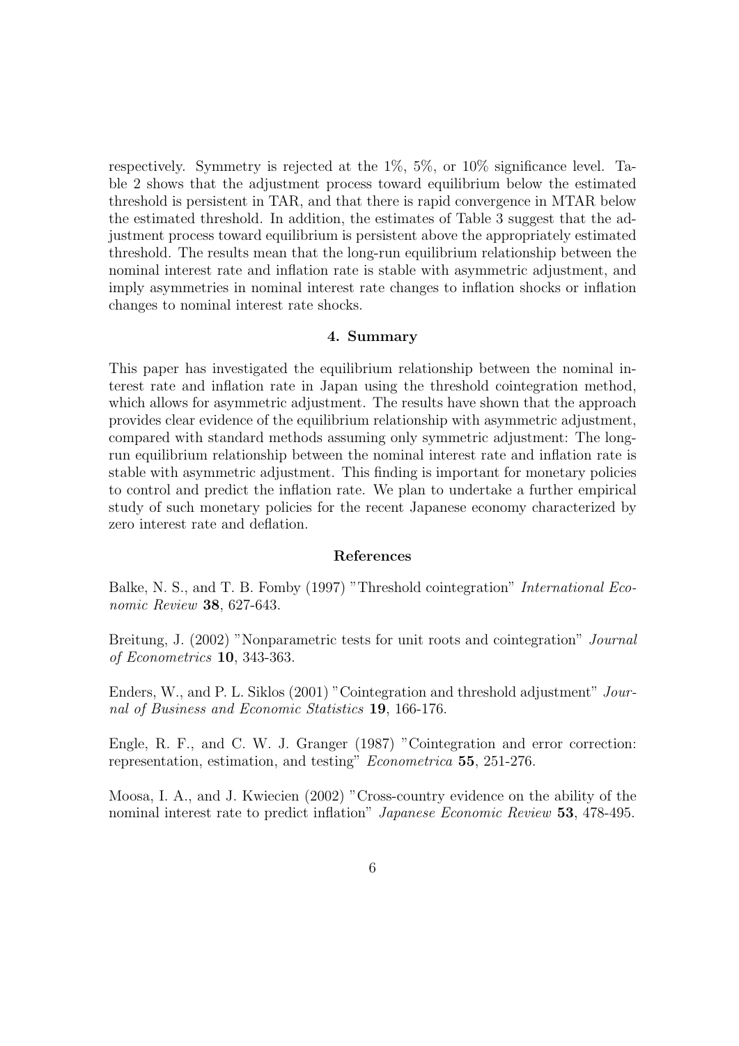respectively. Symmetry is rejected at the 1%, 5%, or 10% significance level. Table 2 shows that the adjustment process toward equilibrium below the estimated threshold is persistent in TAR, and that there is rapid convergence in MTAR below the estimated threshold. In addition, the estimates of Table 3 suggest that the adjustment process toward equilibrium is persistent above the appropriately estimated threshold. The results mean that the long-run equilibrium relationship between the nominal interest rate and inflation rate is stable with asymmetric adjustment, and imply asymmetries in nominal interest rate changes to inflation shocks or inflation changes to nominal interest rate shocks.

## 4. Summary

This paper has investigated the equilibrium relationship between the nominal interest rate and inflation rate in Japan using the threshold cointegration method, which allows for asymmetric adjustment. The results have shown that the approach provides clear evidence of the equilibrium relationship with asymmetric adjustment, compared with standard methods assuming only symmetric adjustment: The long-run equilibrium relationship between the nominal interest rate and inflation rate is stable with asymmetric adjustment. This finding is important for monetary policies to control and predict the inflation rate. We plan to undertake a further empirical study of such monetary policies for the recent Japanese economy characterized by zero interest rate and deflation.

## References

Balke, N. S., and T. B. Fomby (1997) "Threshold cointegration" *International Economic Review* **38**, 627-643.

Breitung, J. (2002) "Nonparametric tests for unit roots and cointegration" *Journal of Econometrics* **10**, 343-363.

Enders, W., and P. L. Siklos (2001) "Cointegration and threshold adjustment" *Journal of Business and Economic Statistics* **19**, 166-176.

Engle, R. F., and C. W. J. Granger (1987) "Cointegration and error correction: representation, estimation, and testing" *Econometrica* **55**, 251-276.

Moosa, I. A., and J. Kwiecien (2002) "Cross-country evidence on the ability of the nominal interest rate to predict inflation" *Japanese Economic Review* **53**, 478-495.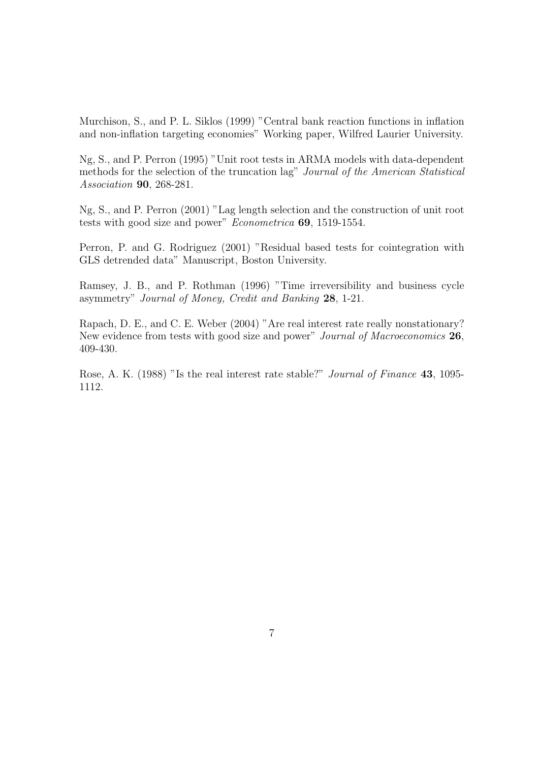Murchison, S., and P. L. Siklos (1999) "Central bank reaction functions in inflation and non-inflation targeting economies" Working paper, Wilfred Laurier University.

Ng, S., and P. Perron (1995) "Unit root tests in ARMA models with data-dependent methods for the selection of the truncation lag" *Journal of the American Statistical Association* **90**, 268-281.

Ng, S., and P. Perron (2001) "Lag length selection and the construction of unit root tests with good size and power" *Econometrica* **69**, 1519-1554.

Perron, P. and G. Rodriguez (2001) "Residual based tests for cointegration with GLS detrended data" Manuscript, Boston University.

Ramsey, J. B., and P. Rothman (1996) "Time irreversibility and business cycle asymmetry" *Journal of Money, Credit and Banking* **28**, 1-21.

Rapach, D. E., and C. E. Weber (2004) "Are real interest rate really nonstationary? New evidence from tests with good size and power" *Journal of Macroeconomics* **26**, 409-430.

Rose, A. K. (1988) "Is the real interest rate stable?" *Journal of Finance* **43**, 1095-1112.